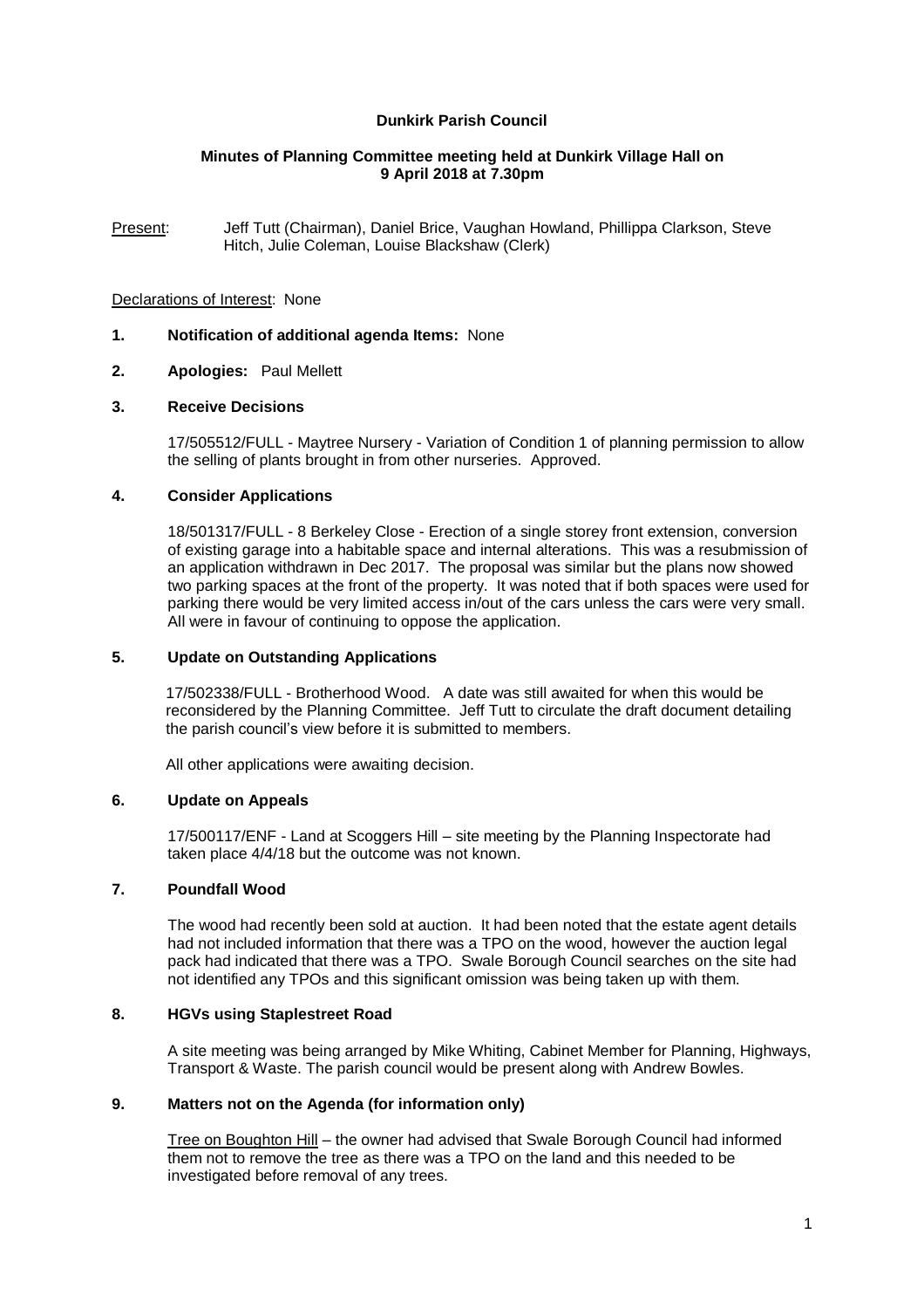**Dunkirk Parish Council**

**Minutes of Planning Committee meeting held at Dunkirk Village Hall on 9 April 2018 at 7.30pm**

Present: Jeff Tutt (Chairman), Daniel Brice, Vaughan Howland, Phillippa Clarkson, Steve Hitch, Julie Coleman, Louise Blackshaw (Clerk)

Declarations of Interest: None

**1. Notification of additional agenda Items:** None

**2. Apologies:** Paul Mellett

**3. Receive Decisions**

17/505512/FULL - Maytree Nursery - Variation of Condition 1 of planning permission to allow the selling of plants brought in from other nurseries. Approved.

**4. Consider Applications**

18/501317/FULL - 8 Berkeley Close - Erection of a single storey front extension, conversion of existing garage into a habitable space and internal alterations. This was a resubmission of an application withdrawn in Dec 2017. The proposal was similar but the plans now showed two parking spaces at the front of the property. It was noted that if both spaces were used for parking there would be very limited access in/out of the cars unless the cars were very small. All were in favour of continuing to oppose the application.

**5. Update on Outstanding Applications**

17/502338/FULL - Brotherhood Wood. A date was still awaited for when this would be reconsidered by the Planning Committee. Jeff Tutt to circulate the draft document detailing the parish council's view before it is submitted to members.

All other applications were awaiting decision.

**6. Update on Appeals**

17/500117/ENF - Land at Scoggers Hill – site meeting by the Planning Inspectorate had taken place 4/4/18 but the outcome was not known.

**7. Poundfall Wood**

The wood had recently been sold at auction. It had been noted that the estate agent details had not included information that there was a TPO on the wood, however the auction legal pack had indicated that there was a TPO. Swale Borough Council searches on the site had not identified any TPOs and this significant omission was being taken up with them.

**8. HGVs using Staplestreet Road**

A site meeting was being arranged by Mike Whiting, Cabinet Member for Planning, Highways, Transport & Waste. The parish council would be present along with Andrew Bowles.

**9. Matters not on the Agenda (for information only)**

Tree on Boughton Hill – the owner had advised that Swale Borough Council had informed them not to remove the tree as there was a TPO on the land and this needed to be investigated before removal of any trees.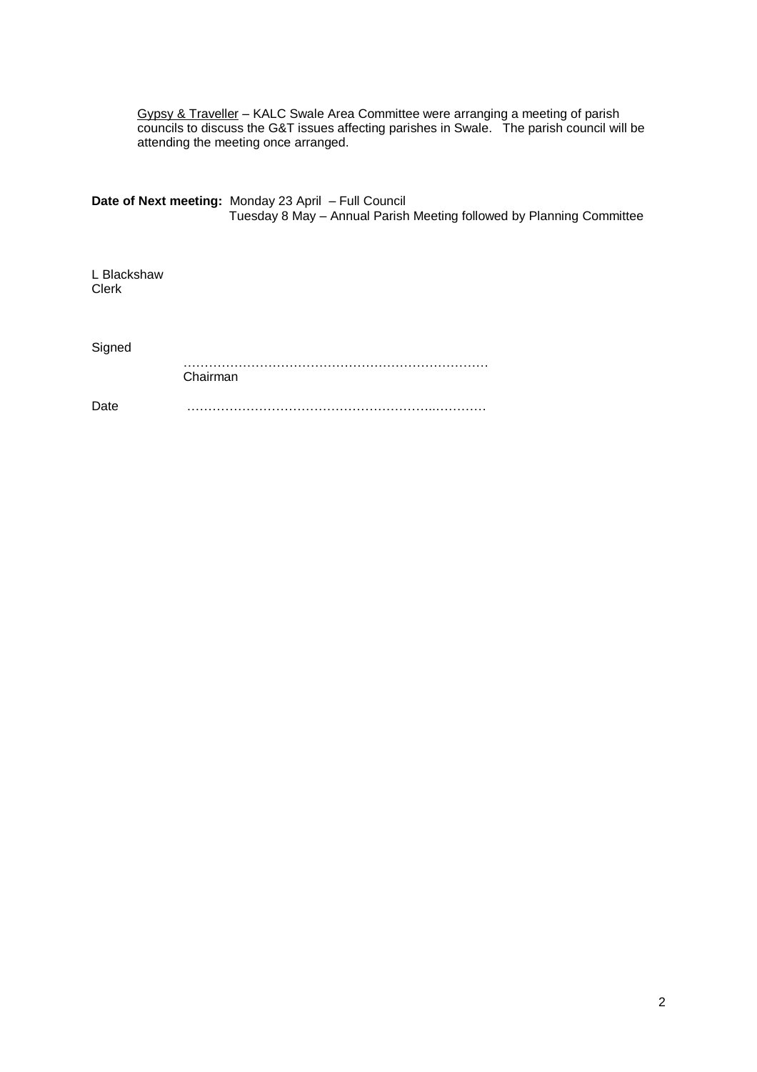Gypsy & Traveller – KALC Swale Area Committee were arranging a meeting of parish councils to discuss the G&T issues affecting parishes in Swale. The parish council will be attending the meeting once arranged.

**Date of Next meeting:** Monday 23 April – Full Council
Tuesday 8 May – Annual Parish Meeting followed by Planning Committee

L Blackshaw
Clerk

Signed ……………………………………………………………
Chairman

Date ……………………………………………………………